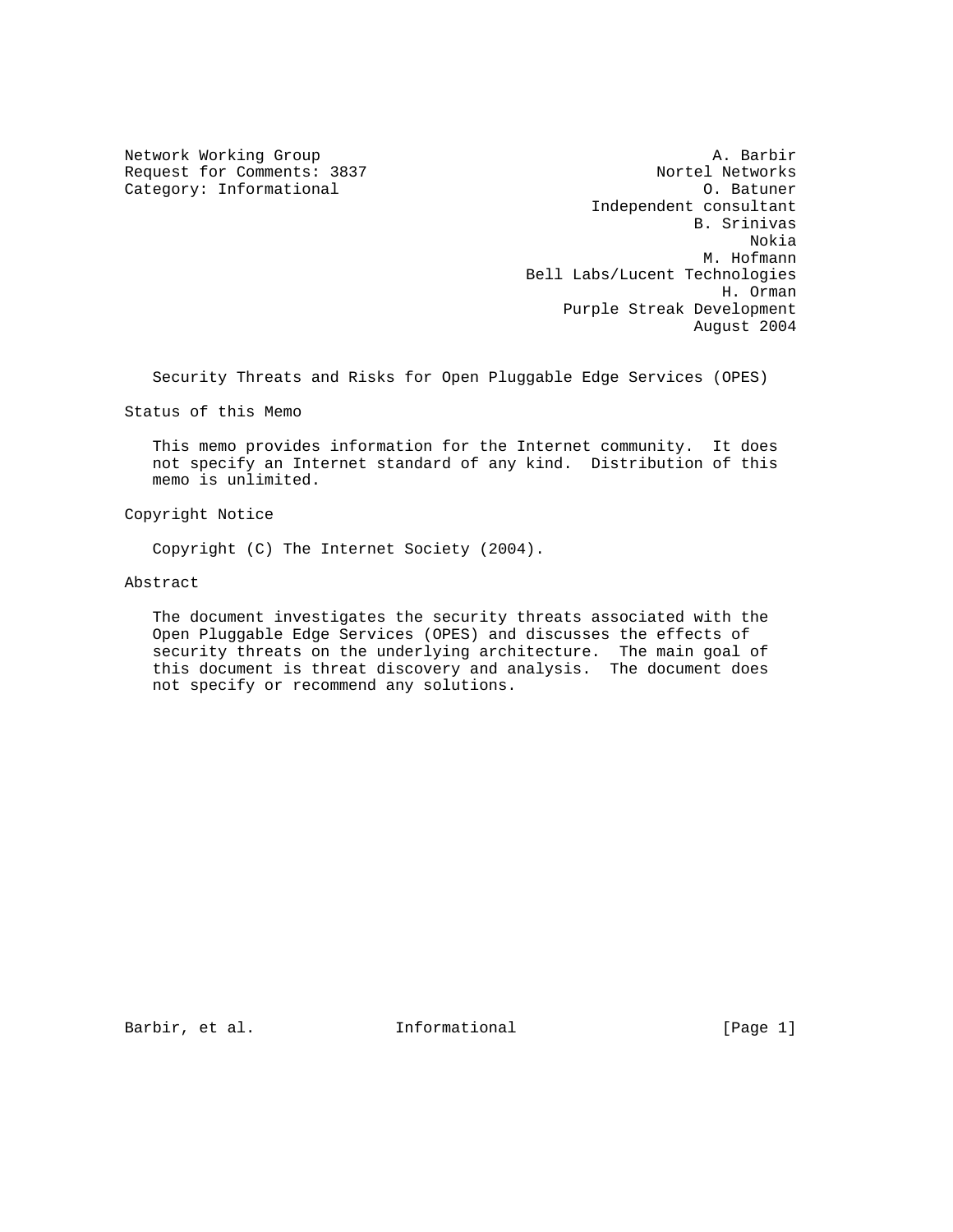Network Working Group                                          A. Barbir
Request for Comments: 3837                               Nortel Networks
Category: Informational                                       O. Batuner
                                                  Independent consultant
                                                             B. Srinivas
                                                                   Nokia
                                                              M. Hofmann
                                             Bell Labs/Lucent Technologies
                                                                H. Orman
                                               Purple Streak Development
                                                             August 2004

# Security Threats and Risks for Open Pluggable Edge Services (OPES)

## Status of this Memo

This memo provides information for the Internet community. It does not specify an Internet standard of any kind. Distribution of this memo is unlimited.

## Copyright Notice

Copyright (C) The Internet Society (2004).

## Abstract

The document investigates the security threats associated with the Open Pluggable Edge Services (OPES) and discusses the effects of security threats on the underlying architecture. The main goal of this document is threat discovery and analysis. The document does not specify or recommend any solutions.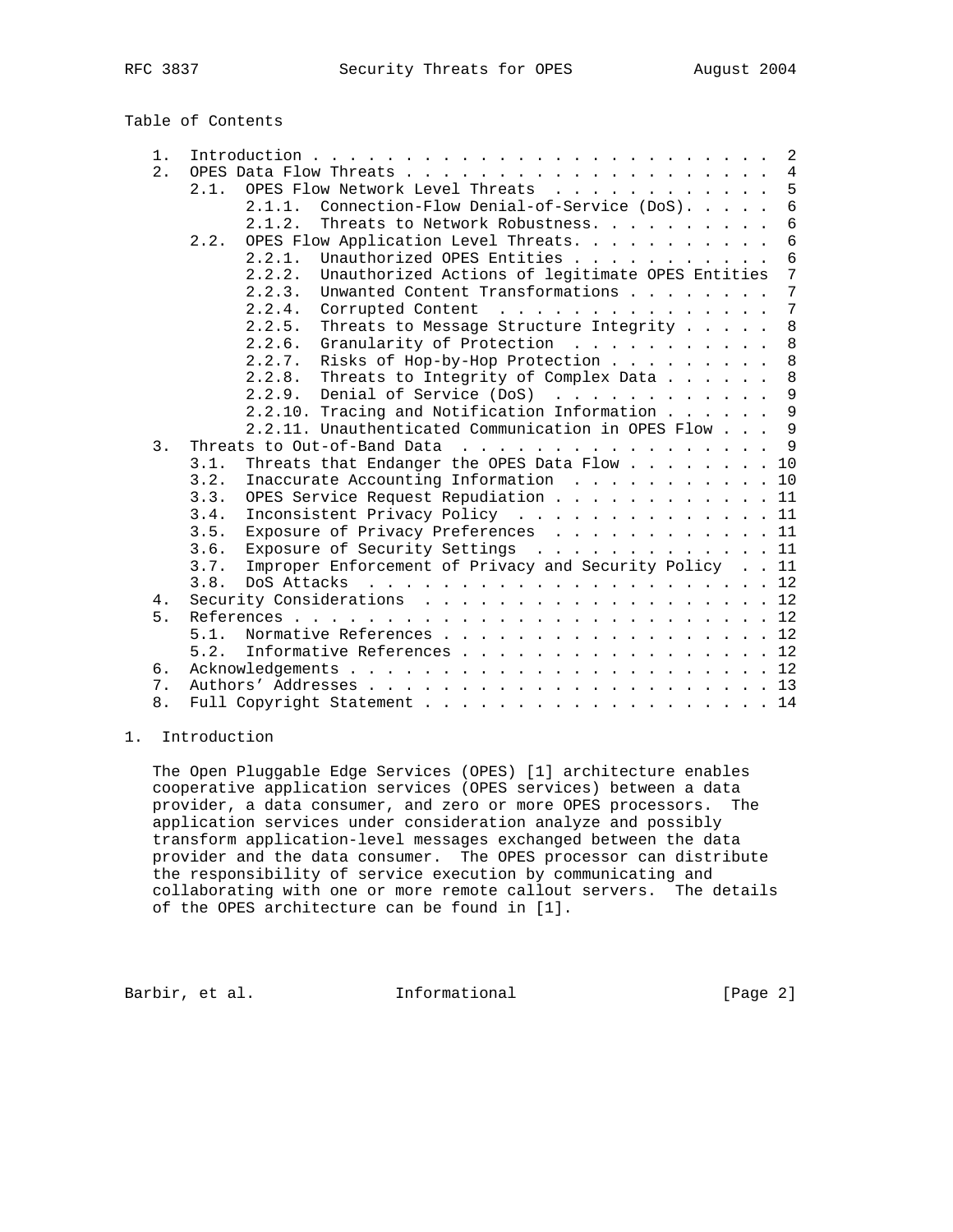## Table of Contents

- 1. Introduction . . . . . . . . . . . . . . . . . . . . . . . . . 2
- 2. OPES Data Flow Threats . . . . . . . . . . . . . . . . . . . . 4
  - 2.1. OPES Flow Network Level Threats . . . . . . . . . . . . 5
    - 2.1.1. Connection-Flow Denial-of-Service (DoS). . . . . 6
    - 2.1.2. Threats to Network Robustness. . . . . . . . . . 6
  - 2.2. OPES Flow Application Level Threats. . . . . . . . . . . 6
    - 2.2.1. Unauthorized OPES Entities . . . . . . . . . . . 6
    - 2.2.2. Unauthorized Actions of legitimate OPES Entities 7
    - 2.2.3. Unwanted Content Transformations . . . . . . . . 7
    - 2.2.4. Corrupted Content . . . . . . . . . . . . . . . 7
    - 2.2.5. Threats to Message Structure Integrity . . . . . 8
    - 2.2.6. Granularity of Protection . . . . . . . . . . . 8
    - 2.2.7. Risks of Hop-by-Hop Protection . . . . . . . . . 8
    - 2.2.8. Threats to Integrity of Complex Data . . . . . . 8
    - 2.2.9. Denial of Service (DoS) . . . . . . . . . . . . 9
    - 2.2.10. Tracing and Notification Information . . . . . . 9
    - 2.2.11. Unauthenticated Communication in OPES Flow . . . 9
- 3. Threats to Out-of-Band Data . . . . . . . . . . . . . . . . . 9
  - 3.1. Threats that Endanger the OPES Data Flow . . . . . . . . . 10
  - 3.2. Inaccurate Accounting Information . . . . . . . . . . . 10
  - 3.3. OPES Service Request Repudiation . . . . . . . . . . . . 11
  - 3.4. Inconsistent Privacy Policy . . . . . . . . . . . . . . 11
  - 3.5. Exposure of Privacy Preferences . . . . . . . . . . . . 11
  - 3.6. Exposure of Security Settings . . . . . . . . . . . . . 11
  - 3.7. Improper Enforcement of Privacy and Security Policy . . 11
  - 3.8. DoS Attacks . . . . . . . . . . . . . . . . . . . . . . 12
- 4. Security Considerations . . . . . . . . . . . . . . . . . . . 12
- 5. References . . . . . . . . . . . . . . . . . . . . . . . . . 12
  - 5.1. Normative References . . . . . . . . . . . . . . . . . . 12
  - 5.2. Informative References . . . . . . . . . . . . . . . . . 12
- 6. Acknowledgements . . . . . . . . . . . . . . . . . . . . . . . 12
- 7. Authors' Addresses . . . . . . . . . . . . . . . . . . . . . . 13
- 8. Full Copyright Statement . . . . . . . . . . . . . . . . . . . 14

## 1. Introduction

The Open Pluggable Edge Services (OPES) [1] architecture enables cooperative application services (OPES services) between a data provider, a data consumer, and zero or more OPES processors. The application services under consideration analyze and possibly transform application-level messages exchanged between the data provider and the data consumer. The OPES processor can distribute the responsibility of service execution by communicating and collaborating with one or more remote callout servers. The details of the OPES architecture can be found in [1].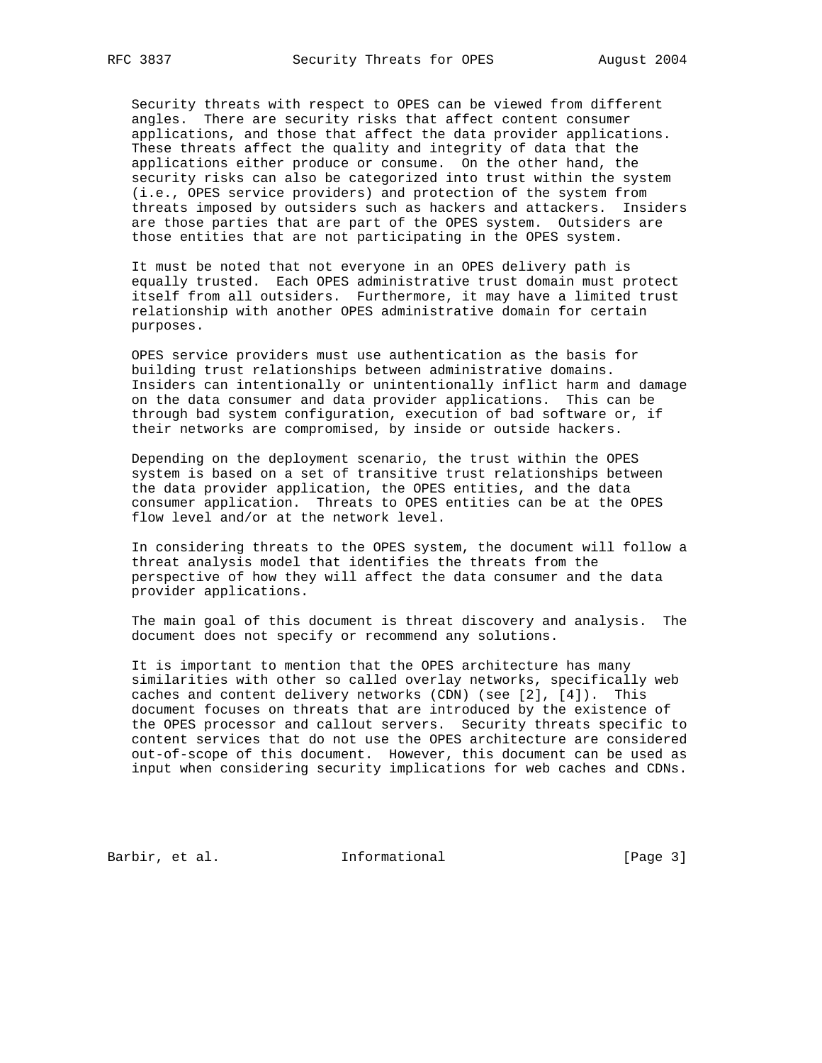Security threats with respect to OPES can be viewed from different angles. There are security risks that affect content consumer applications, and those that affect the data provider applications. These threats affect the quality and integrity of data that the applications either produce or consume. On the other hand, the security risks can also be categorized into trust within the system (i.e., OPES service providers) and protection of the system from threats imposed by outsiders such as hackers and attackers. Insiders are those parties that are part of the OPES system. Outsiders are those entities that are not participating in the OPES system.

It must be noted that not everyone in an OPES delivery path is equally trusted. Each OPES administrative trust domain must protect itself from all outsiders. Furthermore, it may have a limited trust relationship with another OPES administrative domain for certain purposes.

OPES service providers must use authentication as the basis for building trust relationships between administrative domains. Insiders can intentionally or unintentionally inflict harm and damage on the data consumer and data provider applications. This can be through bad system configuration, execution of bad software or, if their networks are compromised, by inside or outside hackers.

Depending on the deployment scenario, the trust within the OPES system is based on a set of transitive trust relationships between the data provider application, the OPES entities, and the data consumer application. Threats to OPES entities can be at the OPES flow level and/or at the network level.

In considering threats to the OPES system, the document will follow a threat analysis model that identifies the threats from the perspective of how they will affect the data consumer and the data provider applications.

The main goal of this document is threat discovery and analysis. The document does not specify or recommend any solutions.

It is important to mention that the OPES architecture has many similarities with other so called overlay networks, specifically web caches and content delivery networks (CDN) (see [2], [4]). This document focuses on threats that are introduced by the existence of the OPES processor and callout servers. Security threats specific to content services that do not use the OPES architecture are considered out-of-scope of this document. However, this document can be used as input when considering security implications for web caches and CDNs.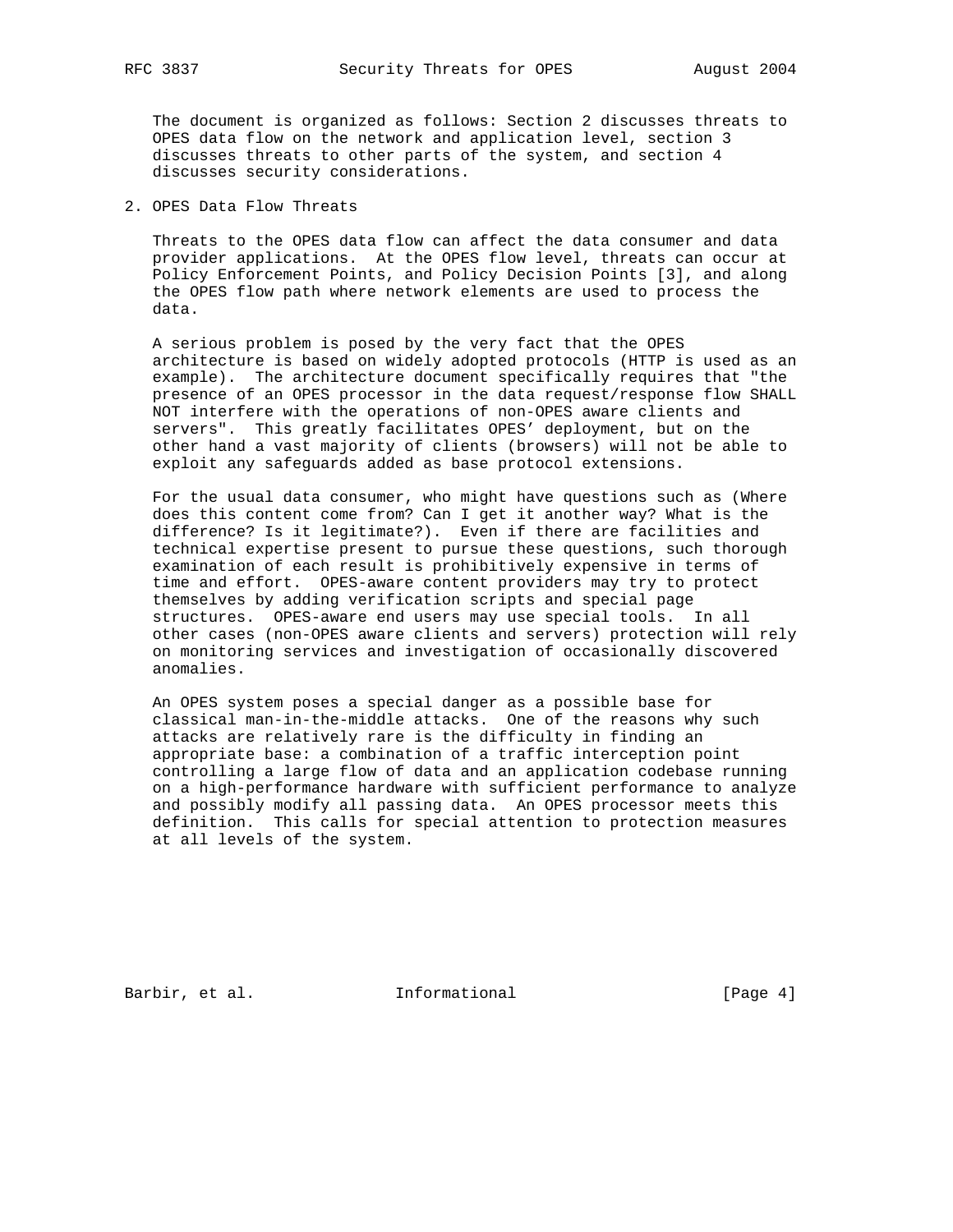The document is organized as follows: Section 2 discusses threats to OPES data flow on the network and application level, section 3 discusses threats to other parts of the system, and section 4 discusses security considerations.

## 2. OPES Data Flow Threats

Threats to the OPES data flow can affect the data consumer and data provider applications. At the OPES flow level, threats can occur at Policy Enforcement Points, and Policy Decision Points [3], and along the OPES flow path where network elements are used to process the data.

A serious problem is posed by the very fact that the OPES architecture is based on widely adopted protocols (HTTP is used as an example). The architecture document specifically requires that "the presence of an OPES processor in the data request/response flow SHALL NOT interfere with the operations of non-OPES aware clients and servers". This greatly facilitates OPES' deployment, but on the other hand a vast majority of clients (browsers) will not be able to exploit any safeguards added as base protocol extensions.

For the usual data consumer, who might have questions such as (Where does this content come from? Can I get it another way? What is the difference? Is it legitimate?). Even if there are facilities and technical expertise present to pursue these questions, such thorough examination of each result is prohibitively expensive in terms of time and effort. OPES-aware content providers may try to protect themselves by adding verification scripts and special page structures. OPES-aware end users may use special tools. In all other cases (non-OPES aware clients and servers) protection will rely on monitoring services and investigation of occasionally discovered anomalies.

An OPES system poses a special danger as a possible base for classical man-in-the-middle attacks. One of the reasons why such attacks are relatively rare is the difficulty in finding an appropriate base: a combination of a traffic interception point controlling a large flow of data and an application codebase running on a high-performance hardware with sufficient performance to analyze and possibly modify all passing data. An OPES processor meets this definition. This calls for special attention to protection measures at all levels of the system.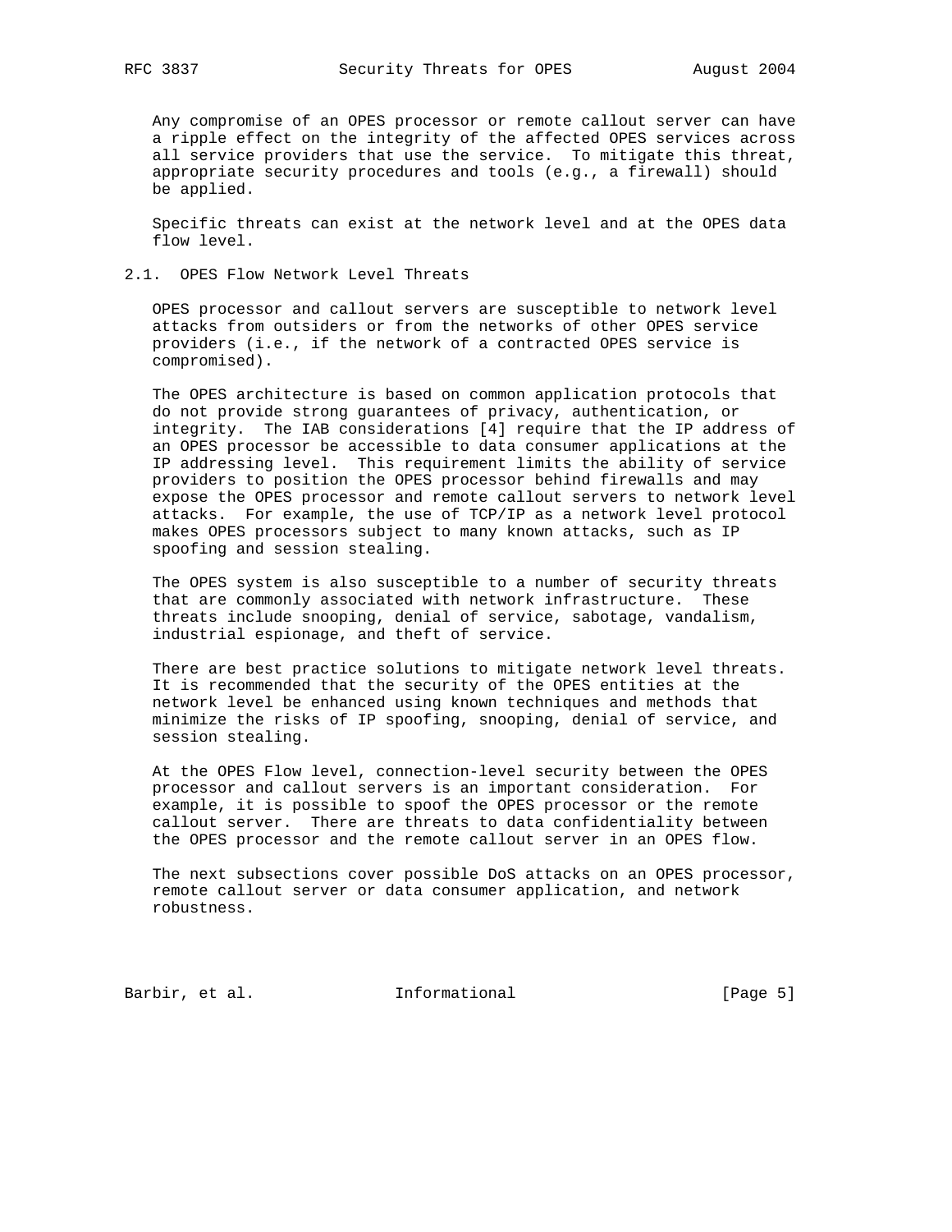Any compromise of an OPES processor or remote callout server can have a ripple effect on the integrity of the affected OPES services across all service providers that use the service. To mitigate this threat, appropriate security procedures and tools (e.g., a firewall) should be applied.

Specific threats can exist at the network level and at the OPES data flow level.

## 2.1. OPES Flow Network Level Threats

OPES processor and callout servers are susceptible to network level attacks from outsiders or from the networks of other OPES service providers (i.e., if the network of a contracted OPES service is compromised).

The OPES architecture is based on common application protocols that do not provide strong guarantees of privacy, authentication, or integrity. The IAB considerations [4] require that the IP address of an OPES processor be accessible to data consumer applications at the IP addressing level. This requirement limits the ability of service providers to position the OPES processor behind firewalls and may expose the OPES processor and remote callout servers to network level attacks. For example, the use of TCP/IP as a network level protocol makes OPES processors subject to many known attacks, such as IP spoofing and session stealing.

The OPES system is also susceptible to a number of security threats that are commonly associated with network infrastructure. These threats include snooping, denial of service, sabotage, vandalism, industrial espionage, and theft of service.

There are best practice solutions to mitigate network level threats. It is recommended that the security of the OPES entities at the network level be enhanced using known techniques and methods that minimize the risks of IP spoofing, snooping, denial of service, and session stealing.

At the OPES Flow level, connection-level security between the OPES processor and callout servers is an important consideration. For example, it is possible to spoof the OPES processor or the remote callout server. There are threats to data confidentiality between the OPES processor and the remote callout server in an OPES flow.

The next subsections cover possible DoS attacks on an OPES processor, remote callout server or data consumer application, and network robustness.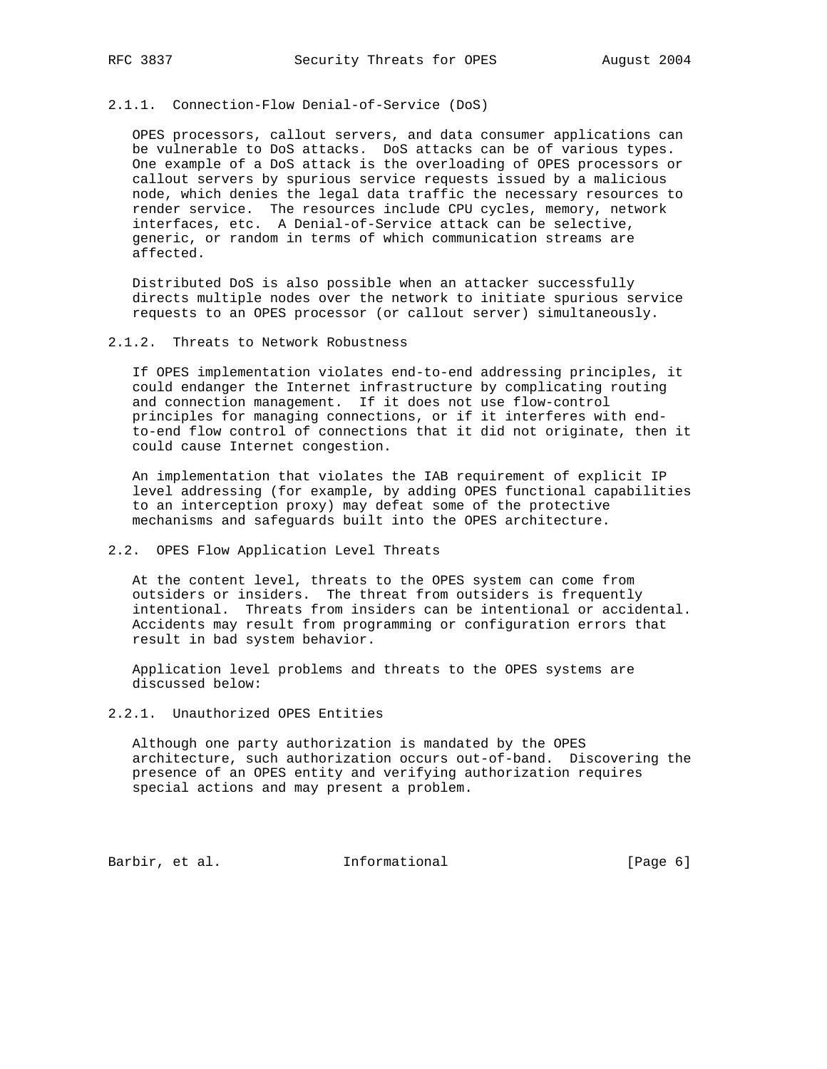#### 2.1.1. Connection-Flow Denial-of-Service (DoS)

OPES processors, callout servers, and data consumer applications can be vulnerable to DoS attacks. DoS attacks can be of various types. One example of a DoS attack is the overloading of OPES processors or callout servers by spurious service requests issued by a malicious node, which denies the legal data traffic the necessary resources to render service. The resources include CPU cycles, memory, network interfaces, etc. A Denial-of-Service attack can be selective, generic, or random in terms of which communication streams are affected.

Distributed DoS is also possible when an attacker successfully directs multiple nodes over the network to initiate spurious service requests to an OPES processor (or callout server) simultaneously.

#### 2.1.2. Threats to Network Robustness

If OPES implementation violates end-to-end addressing principles, it could endanger the Internet infrastructure by complicating routing and connection management. If it does not use flow-control principles for managing connections, or if it interferes with end-to-end flow control of connections that it did not originate, then it could cause Internet congestion.

An implementation that violates the IAB requirement of explicit IP level addressing (for example, by adding OPES functional capabilities to an interception proxy) may defeat some of the protective mechanisms and safeguards built into the OPES architecture.

### 2.2. OPES Flow Application Level Threats

At the content level, threats to the OPES system can come from outsiders or insiders. The threat from outsiders is frequently intentional. Threats from insiders can be intentional or accidental. Accidents may result from programming or configuration errors that result in bad system behavior.

Application level problems and threats to the OPES systems are discussed below:

#### 2.2.1. Unauthorized OPES Entities

Although one party authorization is mandated by the OPES architecture, such authorization occurs out-of-band. Discovering the presence of an OPES entity and verifying authorization requires special actions and may present a problem.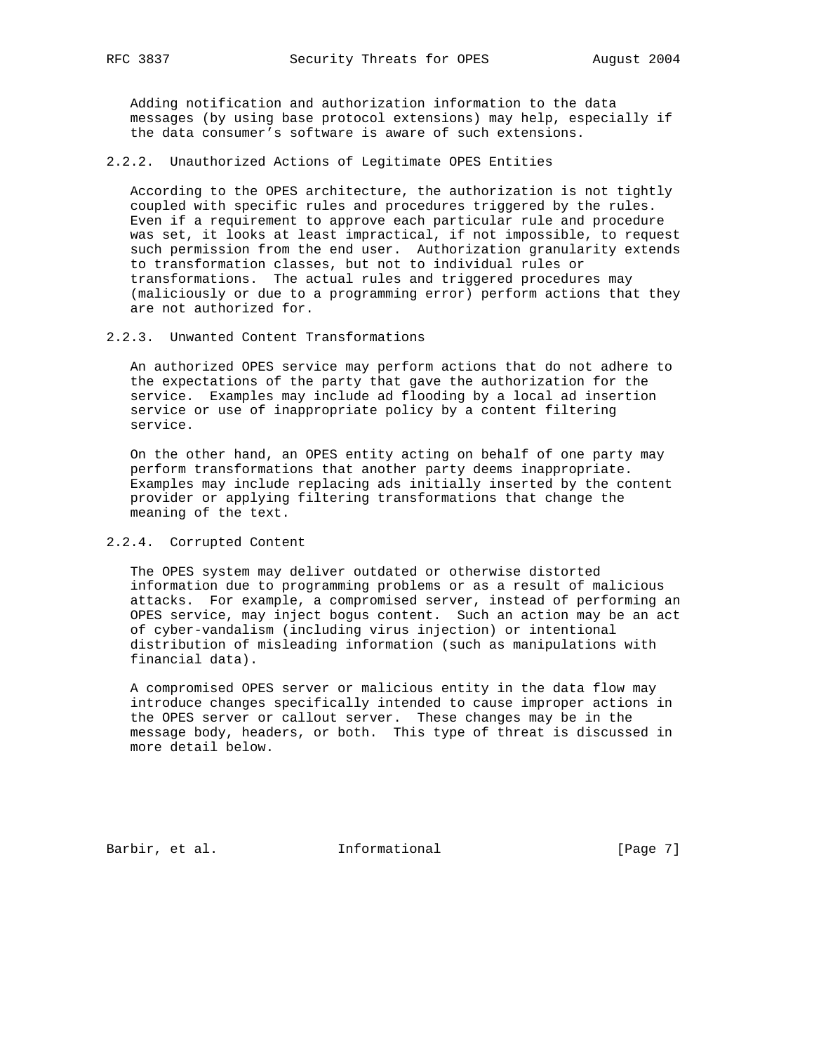Adding notification and authorization information to the data messages (by using base protocol extensions) may help, especially if the data consumer's software is aware of such extensions.

### 2.2.2. Unauthorized Actions of Legitimate OPES Entities

According to the OPES architecture, the authorization is not tightly coupled with specific rules and procedures triggered by the rules. Even if a requirement to approve each particular rule and procedure was set, it looks at least impractical, if not impossible, to request such permission from the end user. Authorization granularity extends to transformation classes, but not to individual rules or transformations. The actual rules and triggered procedures may (maliciously or due to a programming error) perform actions that they are not authorized for.

### 2.2.3. Unwanted Content Transformations

An authorized OPES service may perform actions that do not adhere to the expectations of the party that gave the authorization for the service. Examples may include ad flooding by a local ad insertion service or use of inappropriate policy by a content filtering service.

On the other hand, an OPES entity acting on behalf of one party may perform transformations that another party deems inappropriate. Examples may include replacing ads initially inserted by the content provider or applying filtering transformations that change the meaning of the text.

### 2.2.4. Corrupted Content

The OPES system may deliver outdated or otherwise distorted information due to programming problems or as a result of malicious attacks. For example, a compromised server, instead of performing an OPES service, may inject bogus content. Such an action may be an act of cyber-vandalism (including virus injection) or intentional distribution of misleading information (such as manipulations with financial data).

A compromised OPES server or malicious entity in the data flow may introduce changes specifically intended to cause improper actions in the OPES server or callout server. These changes may be in the message body, headers, or both. This type of threat is discussed in more detail below.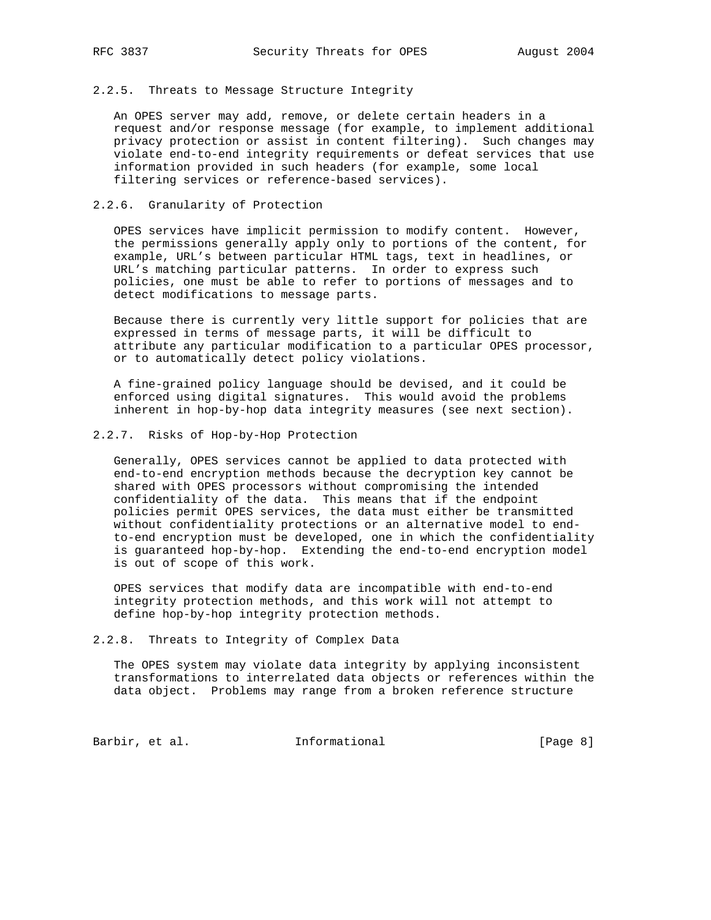### 2.2.5. Threats to Message Structure Integrity

An OPES server may add, remove, or delete certain headers in a request and/or response message (for example, to implement additional privacy protection or assist in content filtering). Such changes may violate end-to-end integrity requirements or defeat services that use information provided in such headers (for example, some local filtering services or reference-based services).

### 2.2.6. Granularity of Protection

OPES services have implicit permission to modify content. However, the permissions generally apply only to portions of the content, for example, URL's between particular HTML tags, text in headlines, or URL's matching particular patterns. In order to express such policies, one must be able to refer to portions of messages and to detect modifications to message parts.

Because there is currently very little support for policies that are expressed in terms of message parts, it will be difficult to attribute any particular modification to a particular OPES processor, or to automatically detect policy violations.

A fine-grained policy language should be devised, and it could be enforced using digital signatures. This would avoid the problems inherent in hop-by-hop data integrity measures (see next section).

### 2.2.7. Risks of Hop-by-Hop Protection

Generally, OPES services cannot be applied to data protected with end-to-end encryption methods because the decryption key cannot be shared with OPES processors without compromising the intended confidentiality of the data. This means that if the endpoint policies permit OPES services, the data must either be transmitted without confidentiality protections or an alternative model to end-to-end encryption must be developed, one in which the confidentiality is guaranteed hop-by-hop. Extending the end-to-end encryption model is out of scope of this work.

OPES services that modify data are incompatible with end-to-end integrity protection methods, and this work will not attempt to define hop-by-hop integrity protection methods.

### 2.2.8. Threats to Integrity of Complex Data

The OPES system may violate data integrity by applying inconsistent transformations to interrelated data objects or references within the data object. Problems may range from a broken reference structure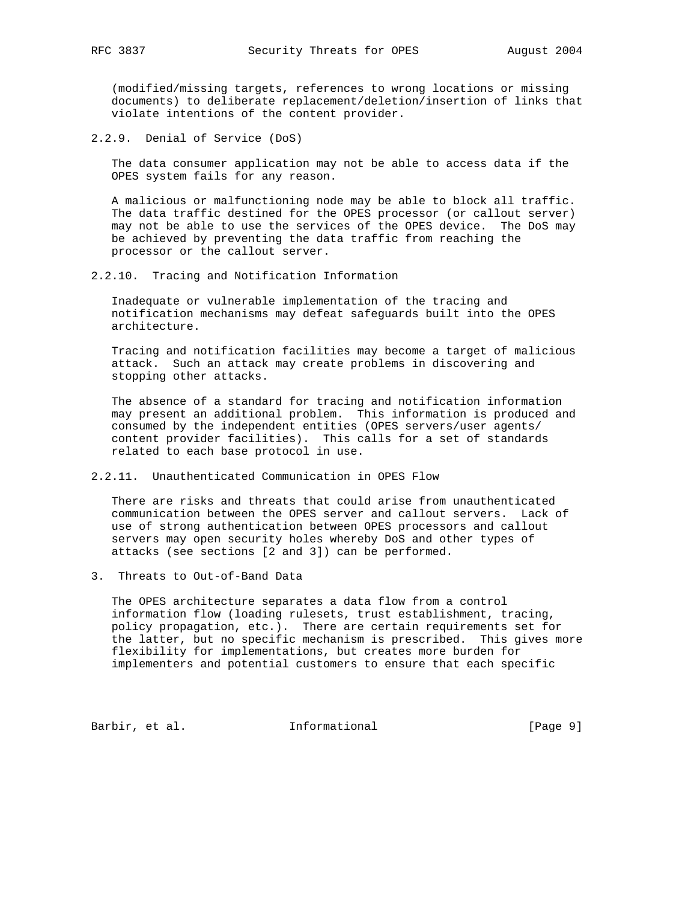(modified/missing targets, references to wrong locations or missing documents) to deliberate replacement/deletion/insertion of links that violate intentions of the content provider.

#### 2.2.9. Denial of Service (DoS)

The data consumer application may not be able to access data if the OPES system fails for any reason.

A malicious or malfunctioning node may be able to block all traffic. The data traffic destined for the OPES processor (or callout server) may not be able to use the services of the OPES device. The DoS may be achieved by preventing the data traffic from reaching the processor or the callout server.

#### 2.2.10. Tracing and Notification Information

Inadequate or vulnerable implementation of the tracing and notification mechanisms may defeat safeguards built into the OPES architecture.

Tracing and notification facilities may become a target of malicious attack. Such an attack may create problems in discovering and stopping other attacks.

The absence of a standard for tracing and notification information may present an additional problem. This information is produced and consumed by the independent entities (OPES servers/user agents/content provider facilities). This calls for a set of standards related to each base protocol in use.

#### 2.2.11. Unauthenticated Communication in OPES Flow

There are risks and threats that could arise from unauthenticated communication between the OPES server and callout servers. Lack of use of strong authentication between OPES processors and callout servers may open security holes whereby DoS and other types of attacks (see sections [2 and 3]) can be performed.

## 3. Threats to Out-of-Band Data

The OPES architecture separates a data flow from a control information flow (loading rulesets, trust establishment, tracing, policy propagation, etc.). There are certain requirements set for the latter, but no specific mechanism is prescribed. This gives more flexibility for implementations, but creates more burden for implementers and potential customers to ensure that each specific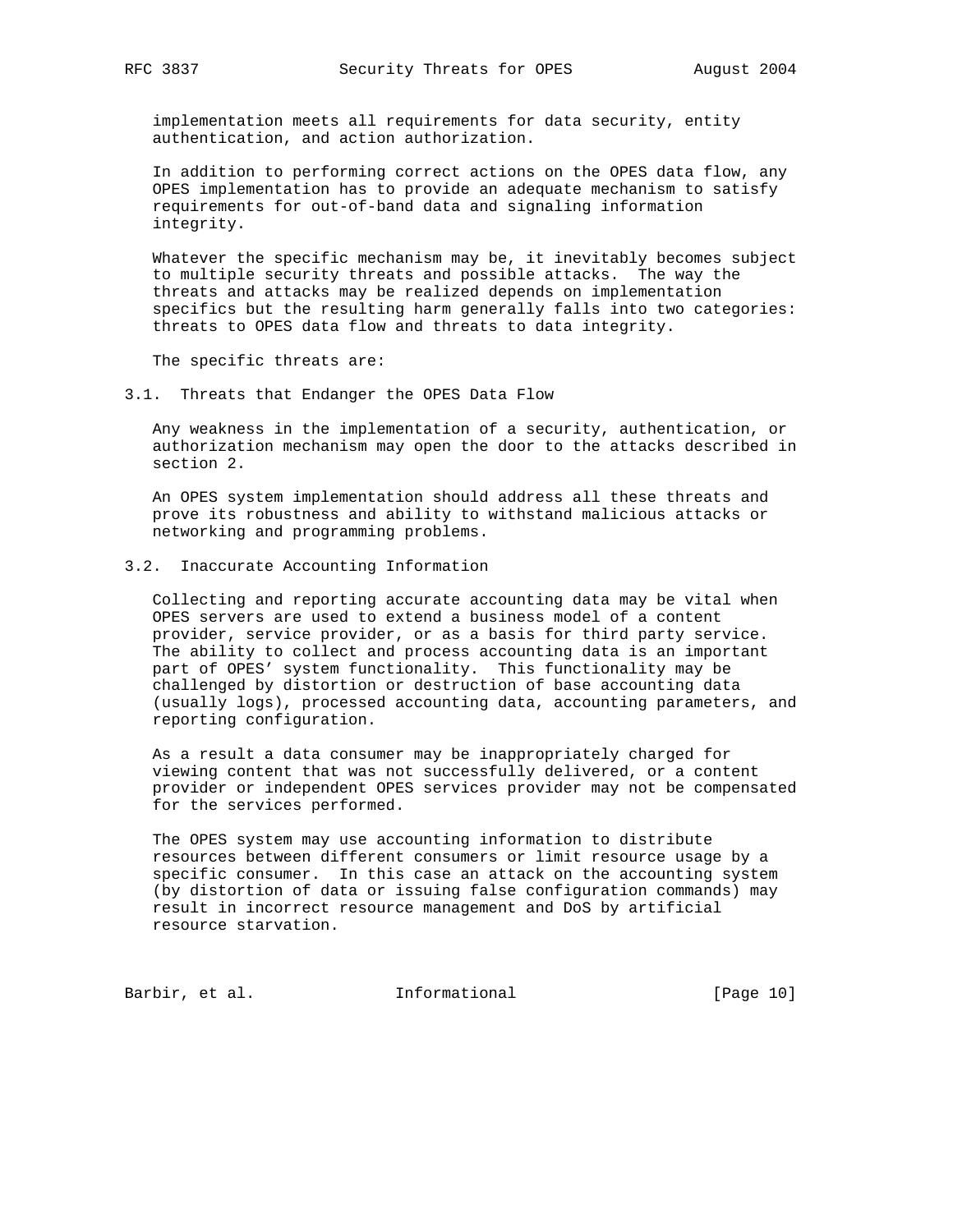implementation meets all requirements for data security, entity authentication, and action authorization.

In addition to performing correct actions on the OPES data flow, any OPES implementation has to provide an adequate mechanism to satisfy requirements for out-of-band data and signaling information integrity.

Whatever the specific mechanism may be, it inevitably becomes subject to multiple security threats and possible attacks. The way the threats and attacks may be realized depends on implementation specifics but the resulting harm generally falls into two categories: threats to OPES data flow and threats to data integrity.

The specific threats are:

## 3.1. Threats that Endanger the OPES Data Flow

Any weakness in the implementation of a security, authentication, or authorization mechanism may open the door to the attacks described in section 2.

An OPES system implementation should address all these threats and prove its robustness and ability to withstand malicious attacks or networking and programming problems.

## 3.2. Inaccurate Accounting Information

Collecting and reporting accurate accounting data may be vital when OPES servers are used to extend a business model of a content provider, service provider, or as a basis for third party service. The ability to collect and process accounting data is an important part of OPES' system functionality. This functionality may be challenged by distortion or destruction of base accounting data (usually logs), processed accounting data, accounting parameters, and reporting configuration.

As a result a data consumer may be inappropriately charged for viewing content that was not successfully delivered, or a content provider or independent OPES services provider may not be compensated for the services performed.

The OPES system may use accounting information to distribute resources between different consumers or limit resource usage by a specific consumer. In this case an attack on the accounting system (by distortion of data or issuing false configuration commands) may result in incorrect resource management and DoS by artificial resource starvation.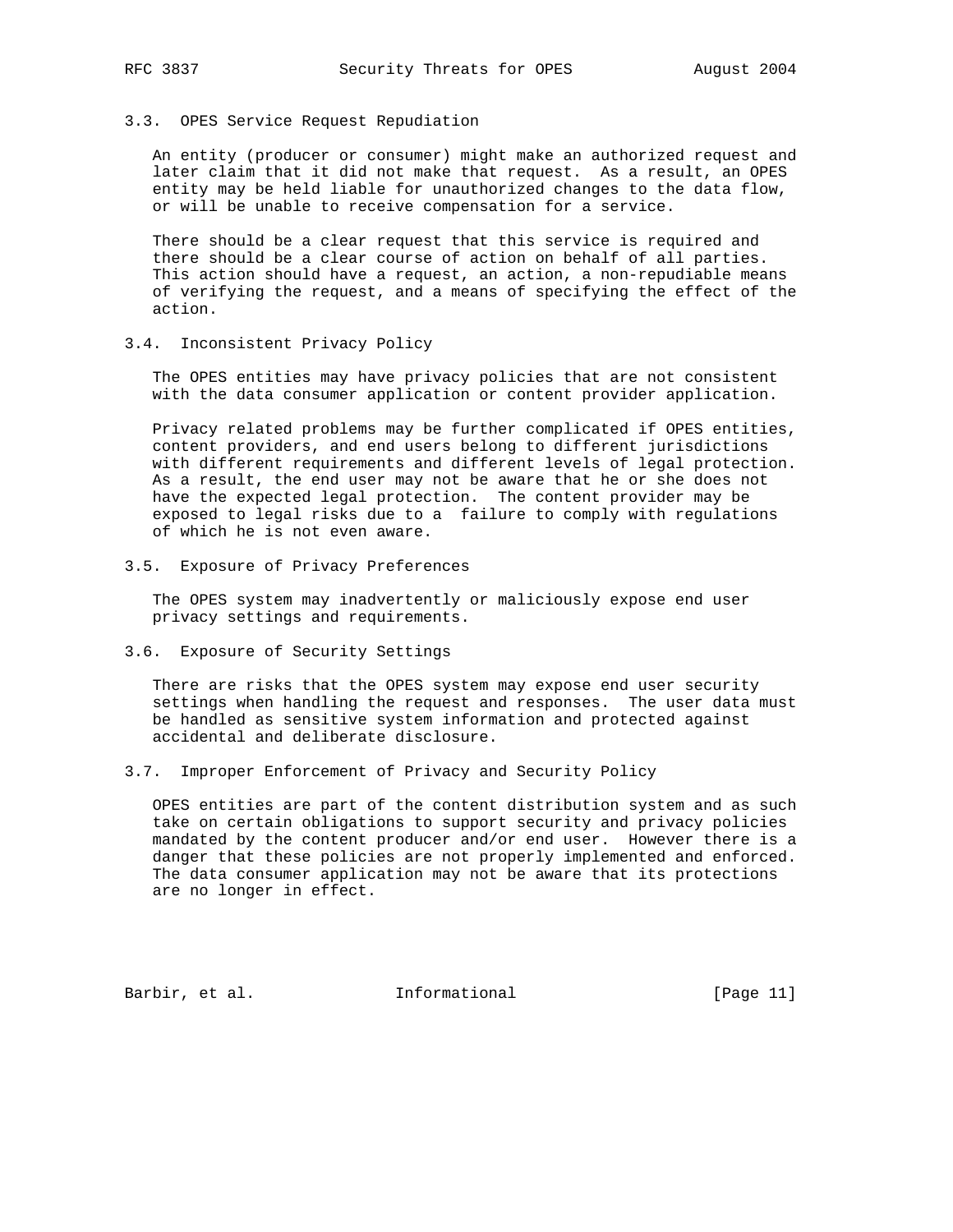### 3.3. OPES Service Request Repudiation

An entity (producer or consumer) might make an authorized request and later claim that it did not make that request. As a result, an OPES entity may be held liable for unauthorized changes to the data flow, or will be unable to receive compensation for a service.

There should be a clear request that this service is required and there should be a clear course of action on behalf of all parties. This action should have a request, an action, a non-repudiable means of verifying the request, and a means of specifying the effect of the action.

### 3.4. Inconsistent Privacy Policy

The OPES entities may have privacy policies that are not consistent with the data consumer application or content provider application.

Privacy related problems may be further complicated if OPES entities, content providers, and end users belong to different jurisdictions with different requirements and different levels of legal protection. As a result, the end user may not be aware that he or she does not have the expected legal protection. The content provider may be exposed to legal risks due to a failure to comply with regulations of which he is not even aware.

### 3.5. Exposure of Privacy Preferences

The OPES system may inadvertently or maliciously expose end user privacy settings and requirements.

### 3.6. Exposure of Security Settings

There are risks that the OPES system may expose end user security settings when handling the request and responses. The user data must be handled as sensitive system information and protected against accidental and deliberate disclosure.

### 3.7. Improper Enforcement of Privacy and Security Policy

OPES entities are part of the content distribution system and as such take on certain obligations to support security and privacy policies mandated by the content producer and/or end user. However there is a danger that these policies are not properly implemented and enforced. The data consumer application may not be aware that its protections are no longer in effect.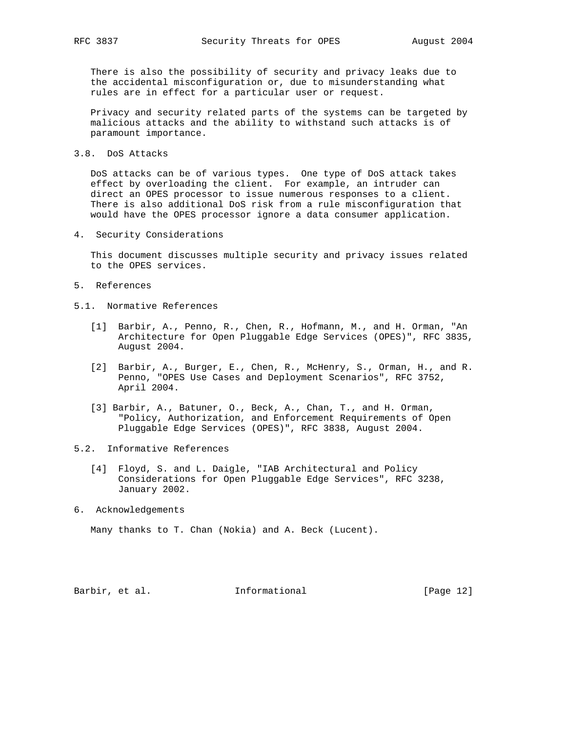There is also the possibility of security and privacy leaks due to the accidental misconfiguration or, due to misunderstanding what rules are in effect for a particular user or request.

Privacy and security related parts of the systems can be targeted by malicious attacks and the ability to withstand such attacks is of paramount importance.

### 3.8. DoS Attacks

DoS attacks can be of various types. One type of DoS attack takes effect by overloading the client. For example, an intruder can direct an OPES processor to issue numerous responses to a client. There is also additional DoS risk from a rule misconfiguration that would have the OPES processor ignore a data consumer application.

## 4. Security Considerations

This document discusses multiple security and privacy issues related to the OPES services.

## 5. References

### 5.1. Normative References

[1] Barbir, A., Penno, R., Chen, R., Hofmann, M., and H. Orman, "An Architecture for Open Pluggable Edge Services (OPES)", RFC 3835, August 2004.

[2] Barbir, A., Burger, E., Chen, R., McHenry, S., Orman, H., and R. Penno, "OPES Use Cases and Deployment Scenarios", RFC 3752, April 2004.

[3] Barbir, A., Batuner, O., Beck, A., Chan, T., and H. Orman, "Policy, Authorization, and Enforcement Requirements of Open Pluggable Edge Services (OPES)", RFC 3838, August 2004.

### 5.2. Informative References

[4] Floyd, S. and L. Daigle, "IAB Architectural and Policy Considerations for Open Pluggable Edge Services", RFC 3238, January 2002.

## 6. Acknowledgements

Many thanks to T. Chan (Nokia) and A. Beck (Lucent).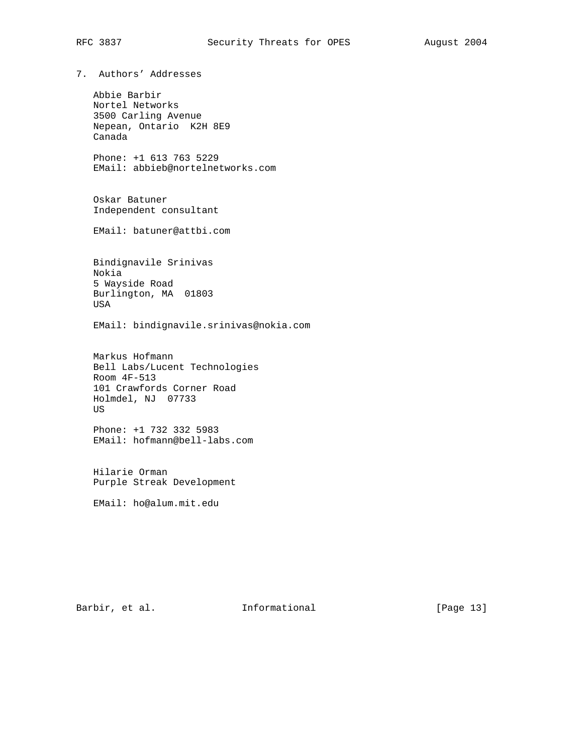## 7. Authors' Addresses

Abbie Barbir
Nortel Networks
3500 Carling Avenue
Nepean, Ontario K2H 8E9
Canada

Phone: +1 613 763 5229
EMail: abbieb@nortelnetworks.com

Oskar Batuner
Independent consultant

EMail: batuner@attbi.com

Bindignavile Srinivas
Nokia
5 Wayside Road
Burlington, MA 01803
USA

EMail: bindignavile.srinivas@nokia.com

Markus Hofmann
Bell Labs/Lucent Technologies
Room 4F-513
101 Crawfords Corner Road
Holmdel, NJ 07733
US

Phone: +1 732 332 5983
EMail: hofmann@bell-labs.com

Hilarie Orman
Purple Streak Development

EMail: ho@alum.mit.edu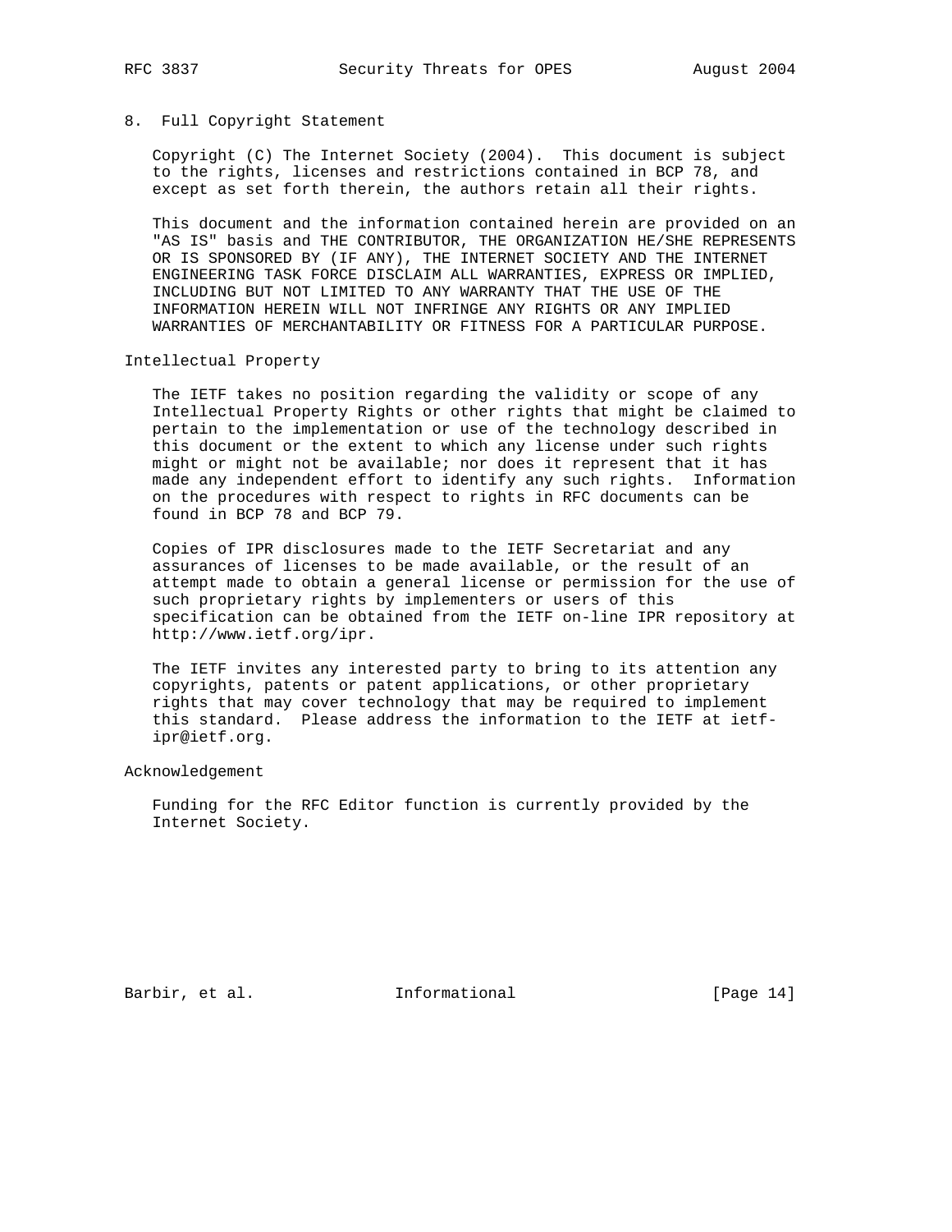## 8. Full Copyright Statement

Copyright (C) The Internet Society (2004). This document is subject to the rights, licenses and restrictions contained in BCP 78, and except as set forth therein, the authors retain all their rights.

This document and the information contained herein are provided on an "AS IS" basis and THE CONTRIBUTOR, THE ORGANIZATION HE/SHE REPRESENTS OR IS SPONSORED BY (IF ANY), THE INTERNET SOCIETY AND THE INTERNET ENGINEERING TASK FORCE DISCLAIM ALL WARRANTIES, EXPRESS OR IMPLIED, INCLUDING BUT NOT LIMITED TO ANY WARRANTY THAT THE USE OF THE INFORMATION HEREIN WILL NOT INFRINGE ANY RIGHTS OR ANY IMPLIED WARRANTIES OF MERCHANTABILITY OR FITNESS FOR A PARTICULAR PURPOSE.

## Intellectual Property

The IETF takes no position regarding the validity or scope of any Intellectual Property Rights or other rights that might be claimed to pertain to the implementation or use of the technology described in this document or the extent to which any license under such rights might or might not be available; nor does it represent that it has made any independent effort to identify any such rights. Information on the procedures with respect to rights in RFC documents can be found in BCP 78 and BCP 79.

Copies of IPR disclosures made to the IETF Secretariat and any assurances of licenses to be made available, or the result of an attempt made to obtain a general license or permission for the use of such proprietary rights by implementers or users of this specification can be obtained from the IETF on-line IPR repository at http://www.ietf.org/ipr.

The IETF invites any interested party to bring to its attention any copyrights, patents or patent applications, or other proprietary rights that may cover technology that may be required to implement this standard. Please address the information to the IETF at ietf-ipr@ietf.org.

## Acknowledgement

Funding for the RFC Editor function is currently provided by the Internet Society.